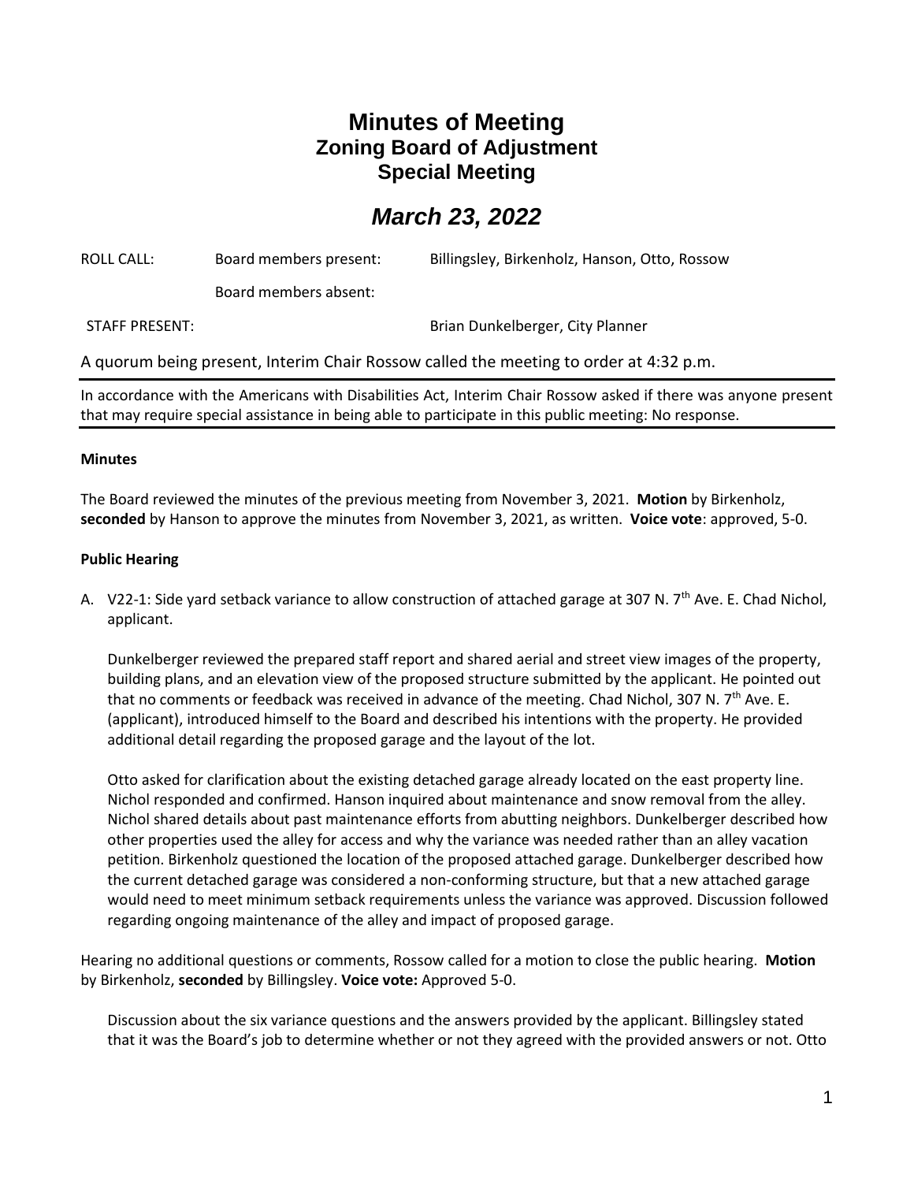# Minutes of Meeting
## Zoning Board of Adjustment
## Special Meeting

## *March 23, 2022*

| | | |
|---|---|---|
| ROLL CALL: | Board members present: | Billingsley, Birkenholz, Hanson, Otto, Rossow |
| | Board members absent: | |
| STAFF PRESENT: | | Brian Dunkelberger, City Planner |

A quorum being present, Interim Chair Rossow called the meeting to order at 4:32 p.m.

In accordance with the Americans with Disabilities Act, Interim Chair Rossow asked if there was anyone present that may require special assistance in being able to participate in this public meeting: No response.

**Minutes**

The Board reviewed the minutes of the previous meeting from November 3, 2021. **Motion** by Birkenholz, **seconded** by Hanson to approve the minutes from November 3, 2021, as written. **Voice vote**: approved, 5-0.

**Public Hearing**

A. V22-1: Side yard setback variance to allow construction of attached garage at 307 N. 7th Ave. E. Chad Nichol, applicant.

Dunkelberger reviewed the prepared staff report and shared aerial and street view images of the property, building plans, and an elevation view of the proposed structure submitted by the applicant. He pointed out that no comments or feedback was received in advance of the meeting. Chad Nichol, 307 N. 7th Ave. E. (applicant), introduced himself to the Board and described his intentions with the property. He provided additional detail regarding the proposed garage and the layout of the lot.

Otto asked for clarification about the existing detached garage already located on the east property line. Nichol responded and confirmed. Hanson inquired about maintenance and snow removal from the alley. Nichol shared details about past maintenance efforts from abutting neighbors. Dunkelberger described how other properties used the alley for access and why the variance was needed rather than an alley vacation petition. Birkenholz questioned the location of the proposed attached garage. Dunkelberger described how the current detached garage was considered a non-conforming structure, but that a new attached garage would need to meet minimum setback requirements unless the variance was approved. Discussion followed regarding ongoing maintenance of the alley and impact of proposed garage.

Hearing no additional questions or comments, Rossow called for a motion to close the public hearing. **Motion** by Birkenholz, **seconded** by Billingsley. **Voice vote:** Approved 5-0.

Discussion about the six variance questions and the answers provided by the applicant. Billingsley stated that it was the Board's job to determine whether or not they agreed with the provided answers or not. Otto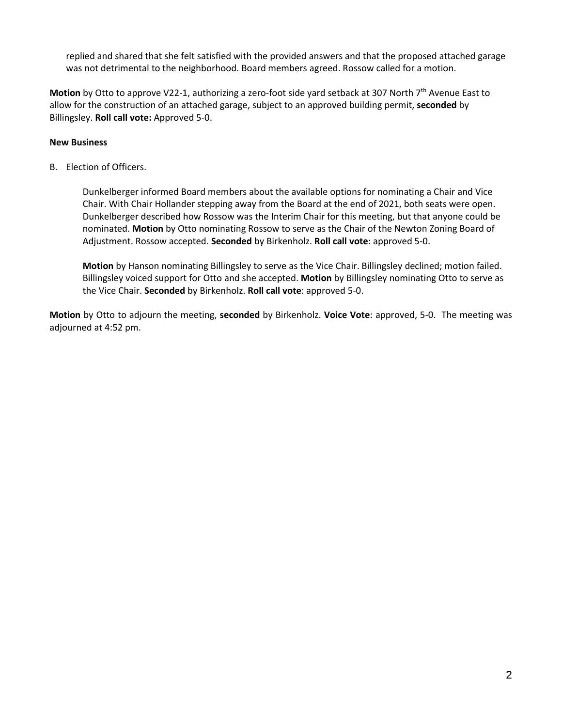replied and shared that she felt satisfied with the provided answers and that the proposed attached garage was not detrimental to the neighborhood. Board members agreed. Rossow called for a motion.

**Motion** by Otto to approve V22-1, authorizing a zero-foot side yard setback at 307 North 7th Avenue East to allow for the construction of an attached garage, subject to an approved building permit, **seconded** by Billingsley. **Roll call vote:** Approved 5-0.

**New Business**

B. Election of Officers.

Dunkelberger informed Board members about the available options for nominating a Chair and Vice Chair. With Chair Hollander stepping away from the Board at the end of 2021, both seats were open. Dunkelberger described how Rossow was the Interim Chair for this meeting, but that anyone could be nominated. **Motion** by Otto nominating Rossow to serve as the Chair of the Newton Zoning Board of Adjustment. Rossow accepted. **Seconded** by Birkenholz. **Roll call vote**: approved 5-0.

**Motion** by Hanson nominating Billingsley to serve as the Vice Chair. Billingsley declined; motion failed. Billingsley voiced support for Otto and she accepted. **Motion** by Billingsley nominating Otto to serve as the Vice Chair. **Seconded** by Birkenholz. **Roll call vote**: approved 5-0.

**Motion** by Otto to adjourn the meeting, **seconded** by Birkenholz. **Voice Vote**: approved, 5-0. The meeting was adjourned at 4:52 pm.